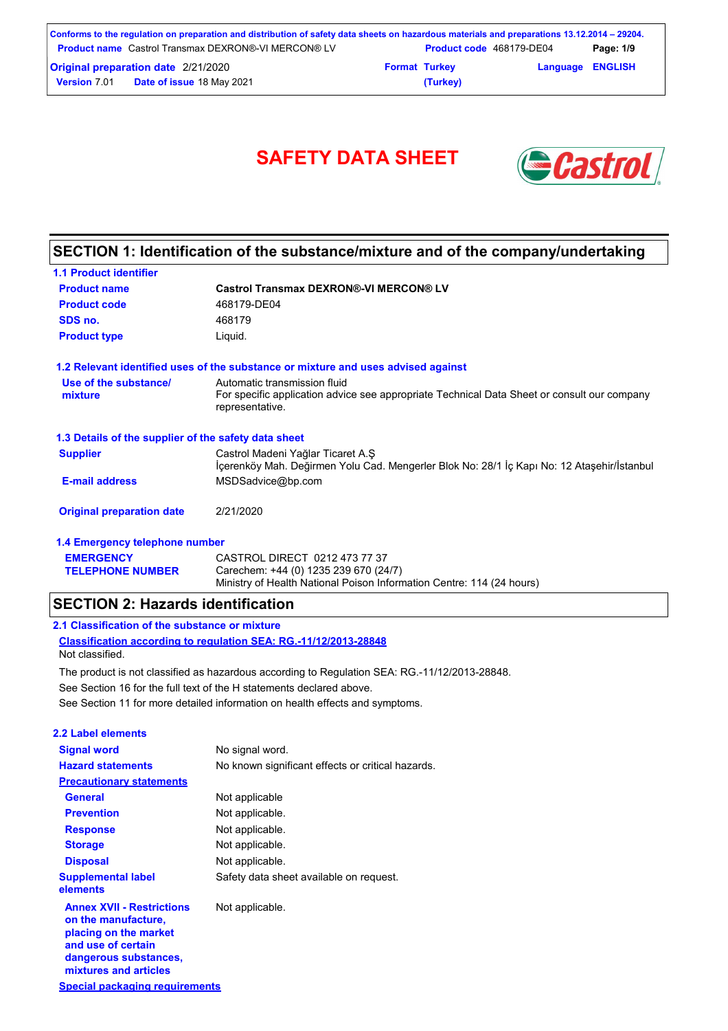# SAFETY DATA SHEET

## SECTION 1: Identification of the substance/mixture and of the company/undertaking

### 1.1 Product identifier

| | |
|---|---|
| **Product name** | **Castrol Transmax DEXRON®-VI MERCON® LV** |
| **Product code** | 468179-DE04 |
| **SDS no.** | 468179 |
| **Product type** | Liquid. |

### 1.2 Relevant identified uses of the substance or mixture and uses advised against

| | |
|---|---|
| **Use of the substance/ mixture** | Automatic transmission fluid<br>For specific application advice see appropriate Technical Data Sheet or consult our company representative. |

### 1.3 Details of the supplier of the safety data sheet

| | |
|---|---|
| **Supplier** | Castrol Madeni Yağlar Ticaret A.Ş<br>İçerenköy Mah. Değirmen Yolu Cad. Mengerler Blok No: 28/1 İç Kapı No: 12 Ataşehir/İstanbul |
| **E-mail address** | MSDSadvice@bp.com |
| **Original preparation date** | 2/21/2020 |

### 1.4 Emergency telephone number

| | |
|---|---|
| **EMERGENCY TELEPHONE NUMBER** | CASTROL DIRECT 0212 473 77 37<br>Carechem: +44 (0) 1235 239 670 (24/7)<br>Ministry of Health National Poison Information Centre: 114 (24 hours) |

## SECTION 2: Hazards identification

### 2.1 Classification of the substance or mixture

**Classification according to regulation SEA: RG.-11/12/2013-28848**

Not classified.

The product is not classified as hazardous according to Regulation SEA: RG.-11/12/2013-28848.

See Section 16 for the full text of the H statements declared above.

See Section 11 for more detailed information on health effects and symptoms.

### 2.2 Label elements

| | |
|---|---|
| **Signal word** | No signal word. |
| **Hazard statements** | No known significant effects or critical hazards. |
| **Precautionary statements** | |
| **General** | Not applicable |
| **Prevention** | Not applicable. |
| **Response** | Not applicable. |
| **Storage** | Not applicable. |
| **Disposal** | Not applicable. |
| **Supplemental label elements** | Safety data sheet available on request. |
| **Annex XVII - Restrictions on the manufacture, placing on the market and use of certain dangerous substances, mixtures and articles** | Not applicable. |

**Special packaging requirements**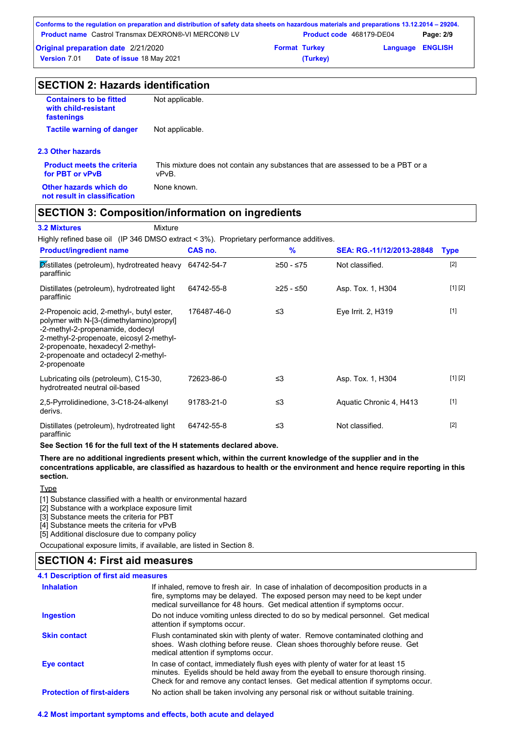## SECTION 2: Hazards identification

| | |
|---|---|
| **Containers to be fitted with child-resistant fastenings** | Not applicable. |
| **Tactile warning of danger** | Not applicable. |

### 2.3 Other hazards

| | |
|---|---|
| **Product meets the criteria for PBT or vPvB** | This mixture does not contain any substances that are assessed to be a PBT or a vPvB. |
| **Other hazards which do not result in classification** | None known. |

## SECTION 3: Composition/information on ingredients

**3.2 Mixtures** Mixture

Highly refined base oil (IP 346 DMSO extract < 3%). Proprietary performance additives.

| Product/ingredient name | CAS no. | % | SEA: RG.-11/12/2013-28848 | Type |
|---|---|---|---|---|
| Distillates (petroleum), hydrotreated heavy paraffinic | 64742-54-7 | ≥50 - ≤75 | Not classified. | [2] |
| Distillates (petroleum), hydrotreated light paraffinic | 64742-55-8 | ≥25 - ≤50 | Asp. Tox. 1, H304 | [1] [2] |
| 2-Propenoic acid, 2-methyl-, butyl ester, polymer with N-[3-(dimethylamino)propyl]-2-methyl-2-propenamide, dodecyl 2-methyl-2-propenoate, eicosyl 2-methyl-2-propenoate, hexadecyl 2-methyl-2-propenoate and octadecyl 2-methyl-2-propenoate | 176487-46-0 | ≤3 | Eye Irrit. 2, H319 | [1] |
| Lubricating oils (petroleum), C15-30, hydrotreated neutral oil-based | 72623-86-0 | ≤3 | Asp. Tox. 1, H304 | [1] [2] |
| 2,5-Pyrrolidinedione, 3-C18-24-alkenyl derivs. | 91783-21-0 | ≤3 | Aquatic Chronic 4, H413 | [1] |
| Distillates (petroleum), hydrotreated light paraffinic | 64742-55-8 | ≤3 | Not classified. | [2] |

**See Section 16 for the full text of the H statements declared above.**

**There are no additional ingredients present which, within the current knowledge of the supplier and in the concentrations applicable, are classified as hazardous to health or the environment and hence require reporting in this section.**

Type

[1] Substance classified with a health or environmental hazard
[2] Substance with a workplace exposure limit
[3] Substance meets the criteria for PBT
[4] Substance meets the criteria for vPvB
[5] Additional disclosure due to company policy

Occupational exposure limits, if available, are listed in Section 8.

## SECTION 4: First aid measures

### 4.1 Description of first aid measures

| | |
|---|---|
| **Inhalation** | If inhaled, remove to fresh air. In case of inhalation of decomposition products in a fire, symptoms may be delayed. The exposed person may need to be kept under medical surveillance for 48 hours. Get medical attention if symptoms occur. |
| **Ingestion** | Do not induce vomiting unless directed to do so by medical personnel. Get medical attention if symptoms occur. |
| **Skin contact** | Flush contaminated skin with plenty of water. Remove contaminated clothing and shoes. Wash clothing before reuse. Clean shoes thoroughly before reuse. Get medical attention if symptoms occur. |
| **Eye contact** | In case of contact, immediately flush eyes with plenty of water for at least 15 minutes. Eyelids should be held away from the eyeball to ensure thorough rinsing. Check for and remove any contact lenses. Get medical attention if symptoms occur. |
| **Protection of first-aiders** | No action shall be taken involving any personal risk or without suitable training. |

### 4.2 Most important symptoms and effects, both acute and delayed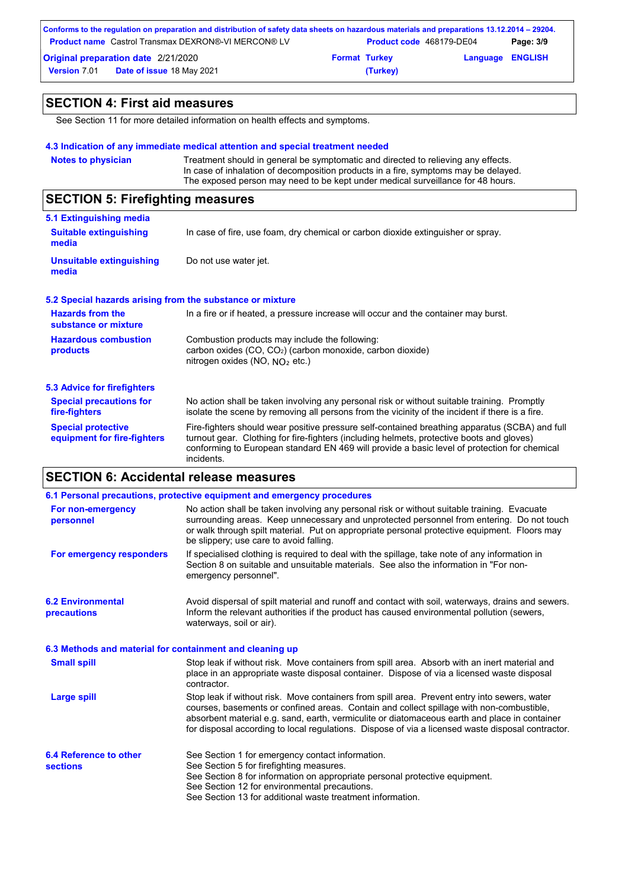## SECTION 4: First aid measures

See Section 11 for more detailed information on health effects and symptoms.

### 4.3 Indication of any immediate medical attention and special treatment needed

| | |
|---|---|
| **Notes to physician** | Treatment should in general be symptomatic and directed to relieving any effects. In case of inhalation of decomposition products in a fire, symptoms may be delayed. The exposed person may need to be kept under medical surveillance for 48 hours. |

## SECTION 5: Firefighting measures

### 5.1 Extinguishing media

| | |
|---|---|
| **Suitable extinguishing media** | In case of fire, use foam, dry chemical or carbon dioxide extinguisher or spray. |
| **Unsuitable extinguishing media** | Do not use water jet. |

### 5.2 Special hazards arising from the substance or mixture

| | |
|---|---|
| **Hazards from the substance or mixture** | In a fire or if heated, a pressure increase will occur and the container may burst. |
| **Hazardous combustion products** | Combustion products may include the following:<br>carbon oxides (CO, $CO_2$) (carbon monoxide, carbon dioxide)<br>nitrogen oxides (NO, $NO_2$ etc.) |

### 5.3 Advice for firefighters

| | |
|---|---|
| **Special precautions for fire-fighters** | No action shall be taken involving any personal risk or without suitable training. Promptly isolate the scene by removing all persons from the vicinity of the incident if there is a fire. |
| **Special protective equipment for fire-fighters** | Fire-fighters should wear positive pressure self-contained breathing apparatus (SCBA) and full turnout gear. Clothing for fire-fighters (including helmets, protective boots and gloves) conforming to European standard EN 469 will provide a basic level of protection for chemical incidents. |

## SECTION 6: Accidental release measures

### 6.1 Personal precautions, protective equipment and emergency procedures

| | |
|---|---|
| **For non-emergency personnel** | No action shall be taken involving any personal risk or without suitable training. Evacuate surrounding areas. Keep unnecessary and unprotected personnel from entering. Do not touch or walk through spilt material. Put on appropriate personal protective equipment. Floors may be slippery; use care to avoid falling. |
| **For emergency responders** | If specialised clothing is required to deal with the spillage, take note of any information in Section 8 on suitable and unsuitable materials. See also the information in "For non-emergency personnel". |

| | |
|---|---|
| **6.2 Environmental precautions** | Avoid dispersal of spilt material and runoff and contact with soil, waterways, drains and sewers. Inform the relevant authorities if the product has caused environmental pollution (sewers, waterways, soil or air). |

### 6.3 Methods and material for containment and cleaning up

| | |
|---|---|
| **Small spill** | Stop leak if without risk. Move containers from spill area. Absorb with an inert material and place in an appropriate waste disposal container. Dispose of via a licensed waste disposal contractor. |
| **Large spill** | Stop leak if without risk. Move containers from spill area. Prevent entry into sewers, water courses, basements or confined areas. Contain and collect spillage with non-combustible, absorbent material e.g. sand, earth, vermiculite or diatomaceous earth and place in container for disposal according to local regulations. Dispose of via a licensed waste disposal contractor. |

| | |
|---|---|
| **6.4 Reference to other sections** | See Section 1 for emergency contact information.<br>See Section 5 for firefighting measures.<br>See Section 8 for information on appropriate personal protective equipment.<br>See Section 12 for environmental precautions.<br>See Section 13 for additional waste treatment information. |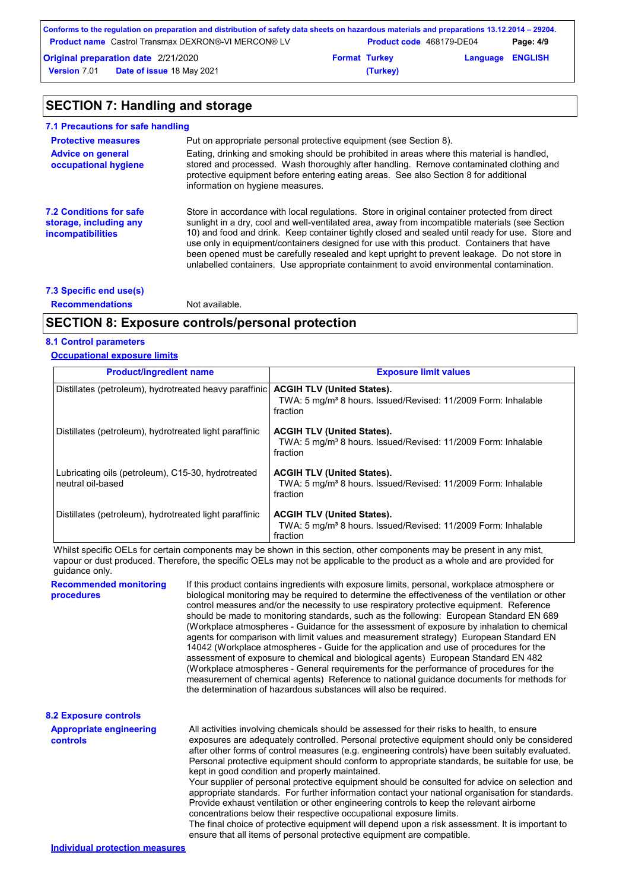## SECTION 7: Handling and storage

### 7.1 Precautions for safe handling

**Protective measures** Put on appropriate personal protective equipment (see Section 8).

**Advice on general occupational hygiene** Eating, drinking and smoking should be prohibited in areas where this material is handled, stored and processed. Wash thoroughly after handling. Remove contaminated clothing and protective equipment before entering eating areas. See also Section 8 for additional information on hygiene measures.

### 7.2 Conditions for safe storage, including any incompatibilities

Store in accordance with local regulations. Store in original container protected from direct sunlight in a dry, cool and well-ventilated area, away from incompatible materials (see Section 10) and food and drink. Keep container tightly closed and sealed until ready for use. Store and use only in equipment/containers designed for use with this product. Containers that have been opened must be carefully resealed and kept upright to prevent leakage. Do not store in unlabelled containers. Use appropriate containment to avoid environmental contamination.

### 7.3 Specific end use(s)

**Recommendations** Not available.

## SECTION 8: Exposure controls/personal protection

### 8.1 Control parameters

**Occupational exposure limits**

| Product/ingredient name | Exposure limit values |
|---|---|
| Distillates (petroleum), hydrotreated heavy paraffinic | **ACGIH TLV (United States).** TWA: 5 mg/m³ 8 hours. Issued/Revised: 11/2009 Form: Inhalable fraction |
| Distillates (petroleum), hydrotreated light paraffinic | **ACGIH TLV (United States).** TWA: 5 mg/m³ 8 hours. Issued/Revised: 11/2009 Form: Inhalable fraction |
| Lubricating oils (petroleum), C15-30, hydrotreated neutral oil-based | **ACGIH TLV (United States).** TWA: 5 mg/m³ 8 hours. Issued/Revised: 11/2009 Form: Inhalable fraction |
| Distillates (petroleum), hydrotreated light paraffinic | **ACGIH TLV (United States).** TWA: 5 mg/m³ 8 hours. Issued/Revised: 11/2009 Form: Inhalable fraction |

Whilst specific OELs for certain components may be shown in this section, other components may be present in any mist, vapour or dust produced. Therefore, the specific OELs may not be applicable to the product as a whole and are provided for guidance only.

**Recommended monitoring procedures** If this product contains ingredients with exposure limits, personal, workplace atmosphere or biological monitoring may be required to determine the effectiveness of the ventilation or other control measures and/or the necessity to use respiratory protective equipment. Reference should be made to monitoring standards, such as the following: European Standard EN 689 (Workplace atmospheres - Guidance for the assessment of exposure by inhalation to chemical agents for comparison with limit values and measurement strategy) European Standard EN 14042 (Workplace atmospheres - Guide for the application and use of procedures for the assessment of exposure to chemical and biological agents) European Standard EN 482 (Workplace atmospheres - General requirements for the performance of procedures for the measurement of chemical agents) Reference to national guidance documents for methods for the determination of hazardous substances will also be required.

### 8.2 Exposure controls

**Appropriate engineering controls** All activities involving chemicals should be assessed for their risks to health, to ensure exposures are adequately controlled. Personal protective equipment should only be considered after other forms of control measures (e.g. engineering controls) have been suitably evaluated. Personal protective equipment should conform to appropriate standards, be suitable for use, be kept in good condition and properly maintained.
Your supplier of personal protective equipment should be consulted for advice on selection and appropriate standards. For further information contact your national organisation for standards.
Provide exhaust ventilation or other engineering controls to keep the relevant airborne concentrations below their respective occupational exposure limits.
The final choice of protective equipment will depend upon a risk assessment. It is important to ensure that all items of personal protective equipment are compatible.

**Individual protection measures**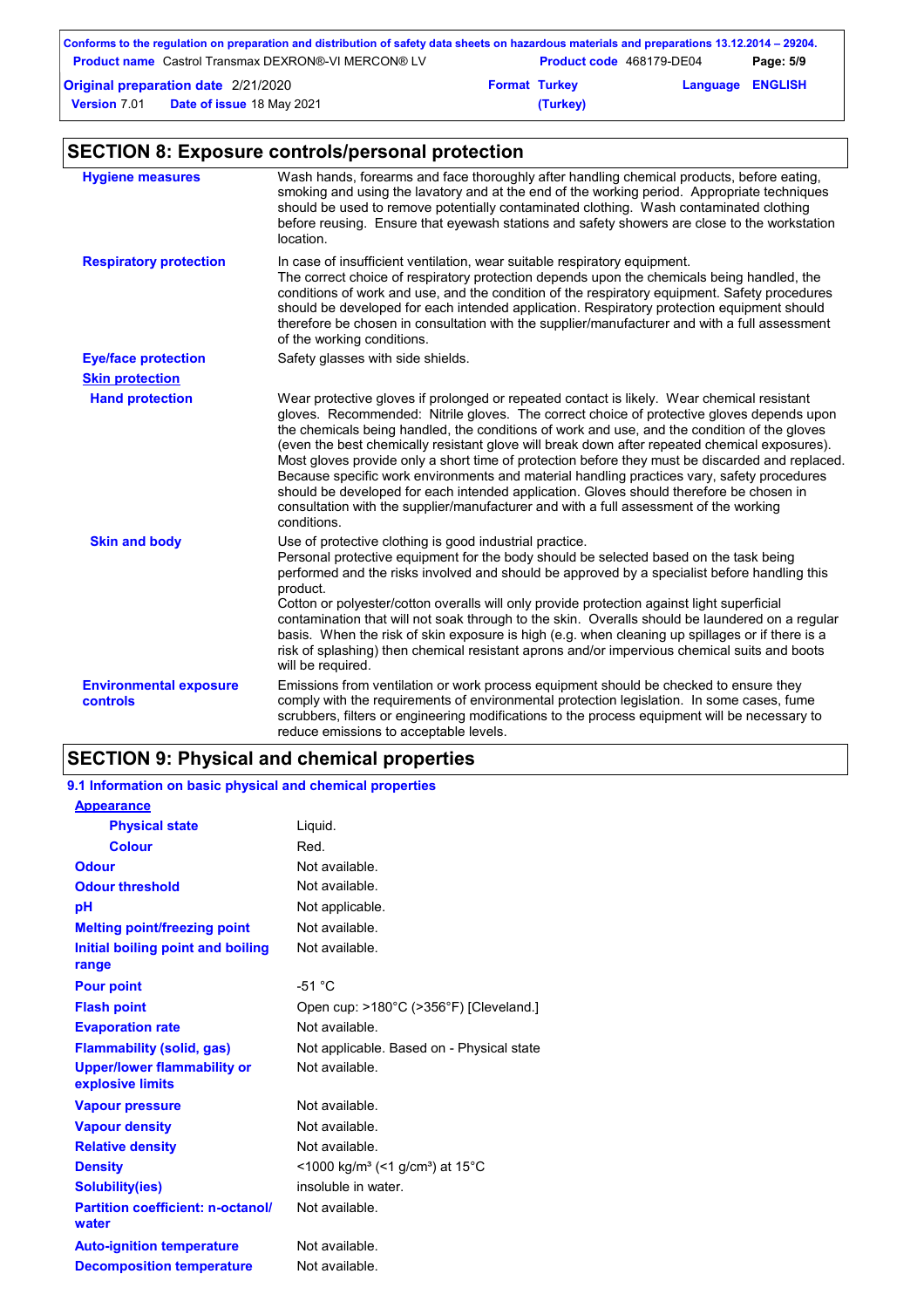## SECTION 8: Exposure controls/personal protection

| | |
|---|---|
| **Hygiene measures** | Wash hands, forearms and face thoroughly after handling chemical products, before eating, smoking and using the lavatory and at the end of the working period. Appropriate techniques should be used to remove potentially contaminated clothing. Wash contaminated clothing before reusing. Ensure that eyewash stations and safety showers are close to the workstation location. |
| **Respiratory protection** | In case of insufficient ventilation, wear suitable respiratory equipment. The correct choice of respiratory protection depends upon the chemicals being handled, the conditions of work and use, and the condition of the respiratory equipment. Safety procedures should be developed for each intended application. Respiratory protection equipment should therefore be chosen in consultation with the supplier/manufacturer and with a full assessment of the working conditions. |
| **Eye/face protection** | Safety glasses with side shields. |
| **Skin protection** | |
| **Hand protection** | Wear protective gloves if prolonged or repeated contact is likely. Wear chemical resistant gloves. Recommended: Nitrile gloves. The correct choice of protective gloves depends upon the chemicals being handled, the conditions of work and use, and the condition of the gloves (even the best chemically resistant glove will break down after repeated chemical exposures). Most gloves provide only a short time of protection before they must be discarded and replaced. Because specific work environments and material handling practices vary, safety procedures should be developed for each intended application. Gloves should therefore be chosen in consultation with the supplier/manufacturer and with a full assessment of the working conditions. |
| **Skin and body** | Use of protective clothing is good industrial practice. Personal protective equipment for the body should be selected based on the task being performed and the risks involved and should be approved by a specialist before handling this product. Cotton or polyester/cotton overalls will only provide protection against light superficial contamination that will not soak through to the skin. Overalls should be laundered on a regular basis. When the risk of skin exposure is high (e.g. when cleaning up spillages or if there is a risk of splashing) then chemical resistant aprons and/or impervious chemical suits and boots will be required. |
| **Environmental exposure controls** | Emissions from ventilation or work process equipment should be checked to ensure they comply with the requirements of environmental protection legislation. In some cases, fume scrubbers, filters or engineering modifications to the process equipment will be necessary to reduce emissions to acceptable levels. |

## SECTION 9: Physical and chemical properties

### 9.1 Information on basic physical and chemical properties

| | |
|---|---|
| **Appearance** | |
| **Physical state** | Liquid. |
| **Colour** | Red. |
| **Odour** | Not available. |
| **Odour threshold** | Not available. |
| **pH** | Not applicable. |
| **Melting point/freezing point** | Not available. |
| **Initial boiling point and boiling range** | Not available. |
| **Pour point** | -51 °C |
| **Flash point** | Open cup: >180°C (>356°F) [Cleveland.] |
| **Evaporation rate** | Not available. |
| **Flammability (solid, gas)** | Not applicable. Based on - Physical state |
| **Upper/lower flammability or explosive limits** | Not available. |
| **Vapour pressure** | Not available. |
| **Vapour density** | Not available. |
| **Relative density** | Not available. |
| **Density** | <1000 kg/m³ (<1 g/cm³) at 15°C |
| **Solubility(ies)** | insoluble in water. |
| **Partition coefficient: n-octanol/water** | Not available. |
| **Auto-ignition temperature** | Not available. |
| **Decomposition temperature** | Not available. |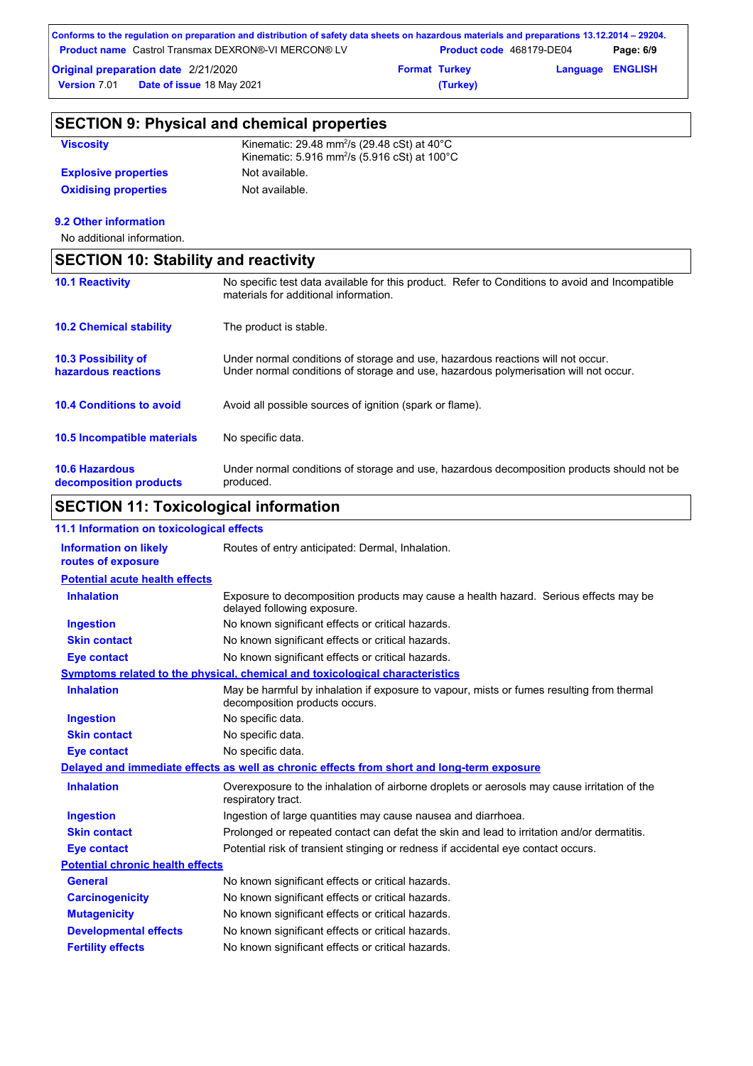## SECTION 9: Physical and chemical properties

| | |
|---|---|
| **Viscosity** | Kinematic: 29.48 mm$^2$/s (29.48 cSt) at 40°C<br>Kinematic: 5.916 mm$^2$/s (5.916 cSt) at 100°C |
| **Explosive properties** | Not available. |
| **Oxidising properties** | Not available. |

### 9.2 Other information

No additional information.

## SECTION 10: Stability and reactivity

| | |
|---|---|
| **10.1 Reactivity** | No specific test data available for this product. Refer to Conditions to avoid and Incompatible materials for additional information. |
| **10.2 Chemical stability** | The product is stable. |
| **10.3 Possibility of hazardous reactions** | Under normal conditions of storage and use, hazardous reactions will not occur.<br>Under normal conditions of storage and use, hazardous polymerisation will not occur. |
| **10.4 Conditions to avoid** | Avoid all possible sources of ignition (spark or flame). |
| **10.5 Incompatible materials** | No specific data. |
| **10.6 Hazardous decomposition products** | Under normal conditions of storage and use, hazardous decomposition products should not be produced. |

## SECTION 11: Toxicological information

### 11.1 Information on toxicological effects

| | |
|---|---|
| **Information on likely routes of exposure** | Routes of entry anticipated: Dermal, Inhalation. |

**Potential acute health effects**

| | |
|---|---|
| **Inhalation** | Exposure to decomposition products may cause a health hazard. Serious effects may be delayed following exposure. |
| **Ingestion** | No known significant effects or critical hazards. |
| **Skin contact** | No known significant effects or critical hazards. |
| **Eye contact** | No known significant effects or critical hazards. |

**Symptoms related to the physical, chemical and toxicological characteristics**

| | |
|---|---|
| **Inhalation** | May be harmful by inhalation if exposure to vapour, mists or fumes resulting from thermal decomposition products occurs. |
| **Ingestion** | No specific data. |
| **Skin contact** | No specific data. |
| **Eye contact** | No specific data. |

**Delayed and immediate effects as well as chronic effects from short and long-term exposure**

| | |
|---|---|
| **Inhalation** | Overexposure to the inhalation of airborne droplets or aerosols may cause irritation of the respiratory tract. |
| **Ingestion** | Ingestion of large quantities may cause nausea and diarrhoea. |
| **Skin contact** | Prolonged or repeated contact can defat the skin and lead to irritation and/or dermatitis. |
| **Eye contact** | Potential risk of transient stinging or redness if accidental eye contact occurs. |

**Potential chronic health effects**

| | |
|---|---|
| **General** | No known significant effects or critical hazards. |
| **Carcinogenicity** | No known significant effects or critical hazards. |
| **Mutagenicity** | No known significant effects or critical hazards. |
| **Developmental effects** | No known significant effects or critical hazards. |
| **Fertility effects** | No known significant effects or critical hazards. |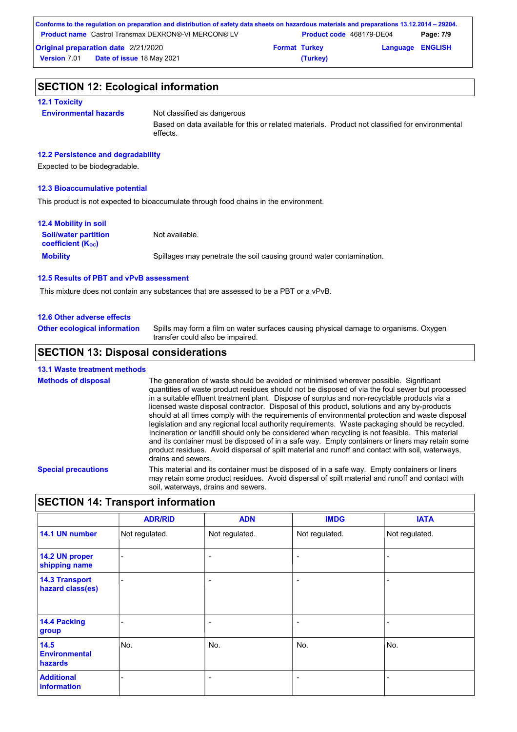## SECTION 12: Ecological information

### 12.1 Toxicity

**Environmental hazards** Not classified as dangerous

Based on data available for this or related materials. Product not classified for environmental effects.

### 12.2 Persistence and degradability

Expected to be biodegradable.

### 12.3 Bioaccumulative potential

This product is not expected to bioaccumulate through food chains in the environment.

### 12.4 Mobility in soil

**Soil/water partition coefficient ($K_{OC}$)** Not available.

**Mobility** Spillages may penetrate the soil causing ground water contamination.

### 12.5 Results of PBT and vPvB assessment

This mixture does not contain any substances that are assessed to be a PBT or a vPvB.

### 12.6 Other adverse effects

**Other ecological information** Spills may form a film on water surfaces causing physical damage to organisms. Oxygen transfer could also be impaired.

## SECTION 13: Disposal considerations

### 13.1 Waste treatment methods

**Methods of disposal** The generation of waste should be avoided or minimised wherever possible. Significant quantities of waste product residues should not be disposed of via the foul sewer but processed in a suitable effluent treatment plant. Dispose of surplus and non-recyclable products via a licensed waste disposal contractor. Disposal of this product, solutions and any by-products should at all times comply with the requirements of environmental protection and waste disposal legislation and any regional local authority requirements. Waste packaging should be recycled. Incineration or landfill should only be considered when recycling is not feasible. This material and its container must be disposed of in a safe way. Empty containers or liners may retain some product residues. Avoid dispersal of spilt material and runoff and contact with soil, waterways, drains and sewers.

**Special precautions** This material and its container must be disposed of in a safe way. Empty containers or liners may retain some product residues. Avoid dispersal of spilt material and runoff and contact with soil, waterways, drains and sewers.

## SECTION 14: Transport information

| | ADR/RID | ADN | IMDG | IATA |
|---|---|---|---|---|
| **14.1 UN number** | Not regulated. | Not regulated. | Not regulated. | Not regulated. |
| **14.2 UN proper shipping name** | - | - | - | - |
| **14.3 Transport hazard class(es)** | - | - | - | - |
| **14.4 Packing group** | - | - | - | - |
| **14.5 Environmental hazards** | No. | No. | No. | No. |
| **Additional information** | - | - | - | - |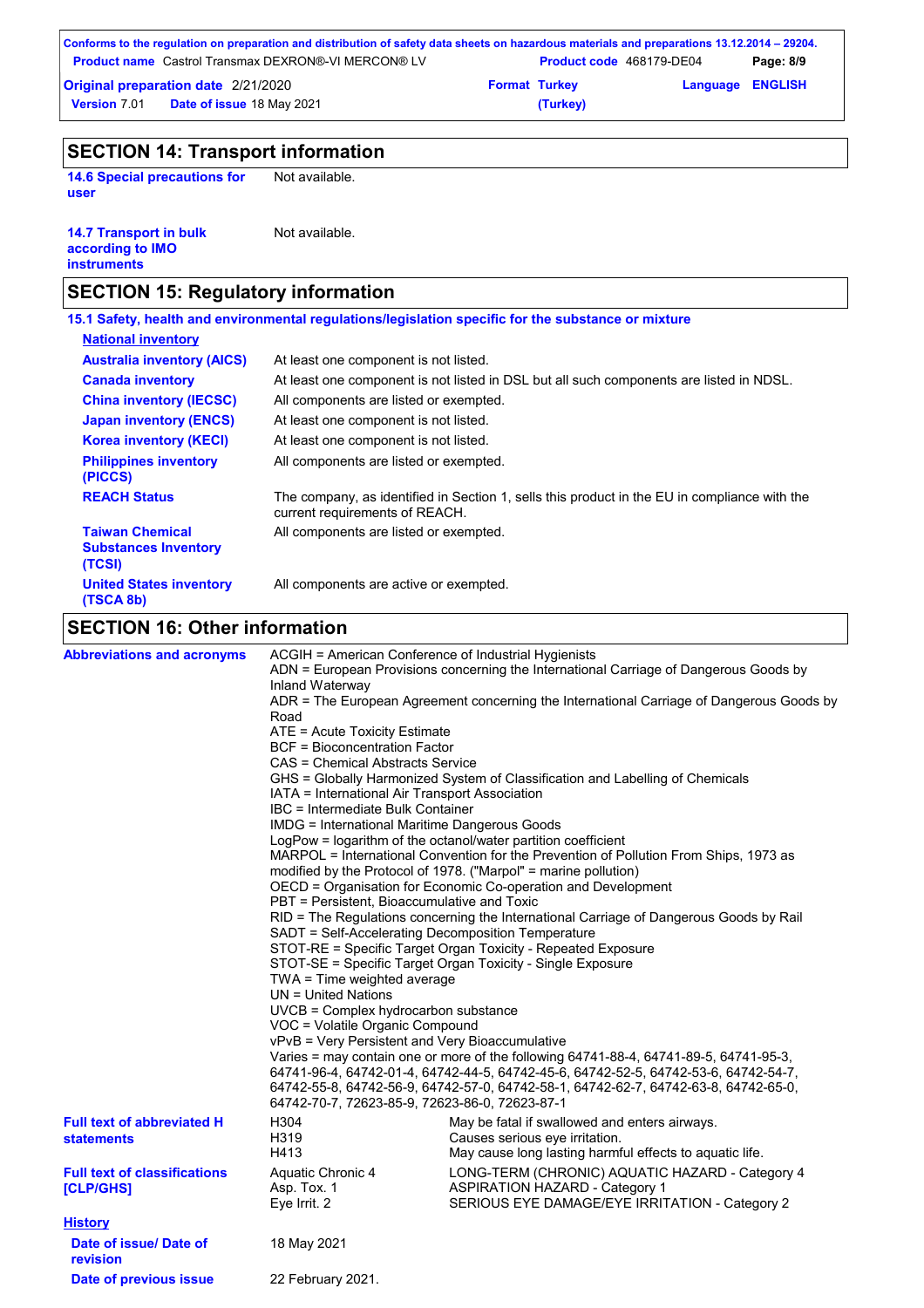## SECTION 14: Transport information

| | |
|---|---|
| **14.6 Special precautions for user** | Not available. |
| **14.7 Transport in bulk according to IMO instruments** | Not available. |

## SECTION 15: Regulatory information

### 15.1 Safety, health and environmental regulations/legislation specific for the substance or mixture

**National inventory**

| | |
|---|---|
| **Australia inventory (AICS)** | At least one component is not listed. |
| **Canada inventory** | At least one component is not listed in DSL but all such components are listed in NDSL. |
| **China inventory (IECSC)** | All components are listed or exempted. |
| **Japan inventory (ENCS)** | At least one component is not listed. |
| **Korea inventory (KECI)** | At least one component is not listed. |
| **Philippines inventory (PICCS)** | All components are listed or exempted. |
| **REACH Status** | The company, as identified in Section 1, sells this product in the EU in compliance with the current requirements of REACH. |
| **Taiwan Chemical Substances Inventory (TCSI)** | All components are listed or exempted. |
| **United States inventory (TSCA 8b)** | All components are active or exempted. |

## SECTION 16: Other information

**Abbreviations and acronyms**

ACGIH = American Conference of Industrial Hygienists
ADN = European Provisions concerning the International Carriage of Dangerous Goods by Inland Waterway
ADR = The European Agreement concerning the International Carriage of Dangerous Goods by Road
ATE = Acute Toxicity Estimate
BCF = Bioconcentration Factor
CAS = Chemical Abstracts Service
GHS = Globally Harmonized System of Classification and Labelling of Chemicals
IATA = International Air Transport Association
IBC = Intermediate Bulk Container
IMDG = International Maritime Dangerous Goods
LogPow = logarithm of the octanol/water partition coefficient
MARPOL = International Convention for the Prevention of Pollution From Ships, 1973 as modified by the Protocol of 1978. ("Marpol" = marine pollution)
OECD = Organisation for Economic Co-operation and Development
PBT = Persistent, Bioaccumulative and Toxic
RID = The Regulations concerning the International Carriage of Dangerous Goods by Rail
SADT = Self-Accelerating Decomposition Temperature
STOT-RE = Specific Target Organ Toxicity - Repeated Exposure
STOT-SE = Specific Target Organ Toxicity - Single Exposure
TWA = Time weighted average
UN = United Nations
UVCB = Complex hydrocarbon substance
VOC = Volatile Organic Compound
vPvB = Very Persistent and Very Bioaccumulative
Varies = may contain one or more of the following 64741-88-4, 64741-89-5, 64741-95-3, 64741-96-4, 64742-01-4, 64742-44-5, 64742-45-6, 64742-52-5, 64742-53-6, 64742-54-7, 64742-55-8, 64742-56-9, 64742-57-0, 64742-58-1, 64742-62-7, 64742-63-8, 64742-65-0, 64742-70-7, 72623-85-9, 72623-86-0, 72623-87-1

**Full text of abbreviated H statements**

| | |
|---|---|
| H304 | May be fatal if swallowed and enters airways. |
| H319 | Causes serious eye irritation. |
| H413 | May cause long lasting harmful effects to aquatic life. |

**Full text of classifications [CLP/GHS]**

| | |
|---|---|
| Aquatic Chronic 4 | LONG-TERM (CHRONIC) AQUATIC HAZARD - Category 4 |
| Asp. Tox. 1 | ASPIRATION HAZARD - Category 1 |
| Eye Irrit. 2 | SERIOUS EYE DAMAGE/EYE IRRITATION - Category 2 |

**History**

| | |
|---|---|
| **Date of issue/ Date of revision** | 18 May 2021 |
| **Date of previous issue** | 22 February 2021. |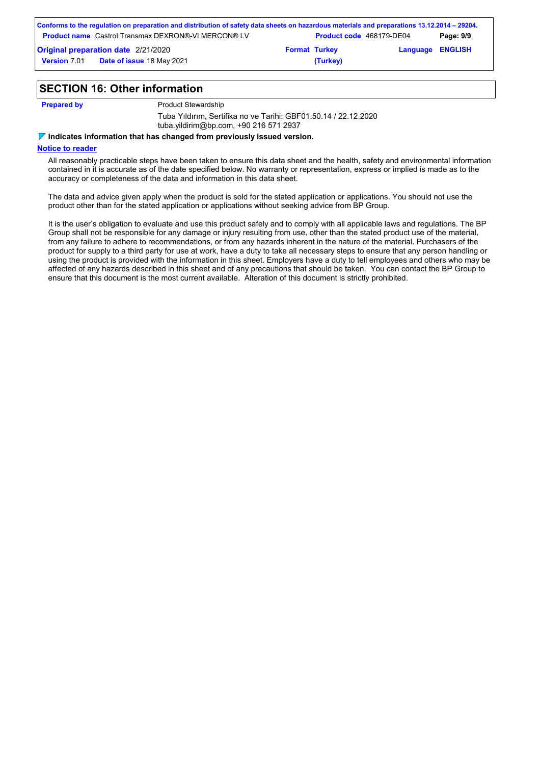## SECTION 16: Other information

**Prepared by** Product Stewardship

Tuba Yıldırım, Sertifika no ve Tarihi: GBF01.50.14 / 22.12.2020
tuba.yildirim@bp.com, +90 216 571 2937

**Indicates information that has changed from previously issued version.**

**Notice to reader**

All reasonably practicable steps have been taken to ensure this data sheet and the health, safety and environmental information contained in it is accurate as of the date specified below. No warranty or representation, express or implied is made as to the accuracy or completeness of the data and information in this data sheet.

The data and advice given apply when the product is sold for the stated application or applications. You should not use the product other than for the stated application or applications without seeking advice from BP Group.

It is the user's obligation to evaluate and use this product safely and to comply with all applicable laws and regulations. The BP Group shall not be responsible for any damage or injury resulting from use, other than the stated product use of the material, from any failure to adhere to recommendations, or from any hazards inherent in the nature of the material. Purchasers of the product for supply to a third party for use at work, have a duty to take all necessary steps to ensure that any person handling or using the product is provided with the information in this sheet. Employers have a duty to tell employees and others who may be affected of any hazards described in this sheet and of any precautions that should be taken. You can contact the BP Group to ensure that this document is the most current available. Alteration of this document is strictly prohibited.